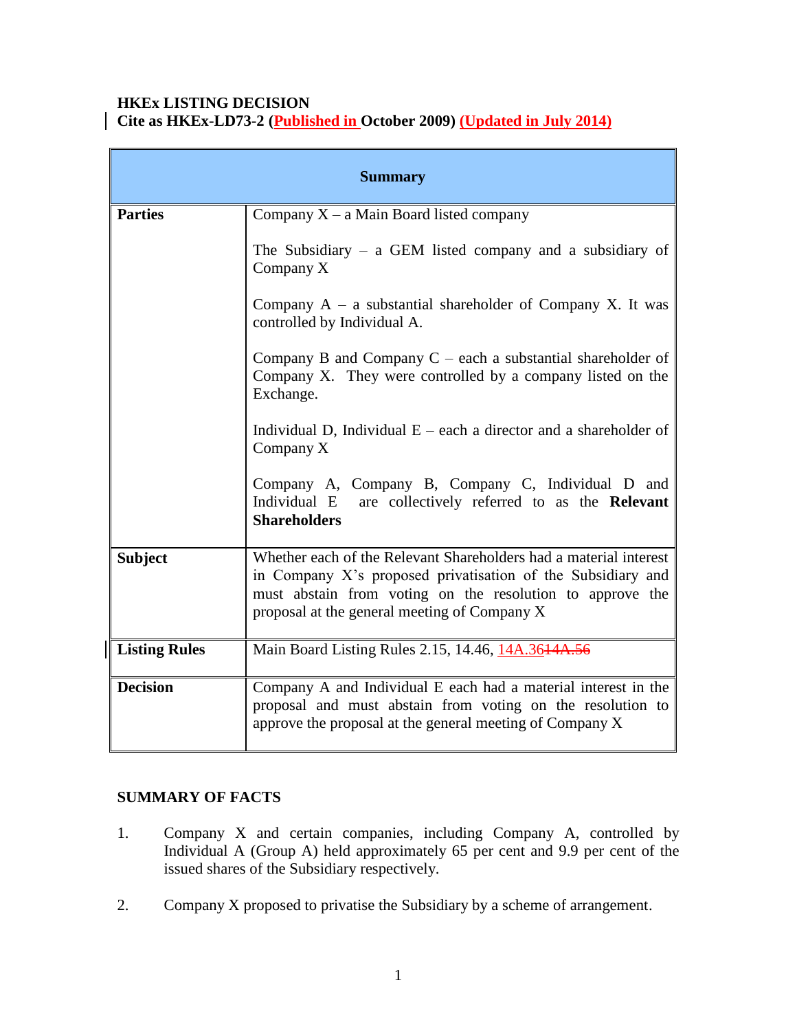**HKEx LISTING DECISION**
**Cite as HKEx-LD73-2 (Published in October 2009) (Updated in July 2014)**

| Summary | |
|---|---|
| **Parties** | Company X – a Main Board listed company<br><br>The Subsidiary – a GEM listed company and a subsidiary of Company X<br><br>Company A – a substantial shareholder of Company X. It was controlled by Individual A.<br><br>Company B and Company C – each a substantial shareholder of Company X. They were controlled by a company listed on the Exchange.<br><br>Individual D, Individual E – each a director and a shareholder of Company X<br><br>Company A, Company B, Company C, Individual D and Individual E are collectively referred to as the **Relevant Shareholders** |
| **Subject** | Whether each of the Relevant Shareholders had a material interest in Company X's proposed privatisation of the Subsidiary and must abstain from voting on the resolution to approve the proposal at the general meeting of Company X |
| **Listing Rules** | Main Board Listing Rules 2.15, 14.46, 14A.36 ~~14A.56~~ |
| **Decision** | Company A and Individual E each had a material interest in the proposal and must abstain from voting on the resolution to approve the proposal at the general meeting of Company X |

**SUMMARY OF FACTS**

1. Company X and certain companies, including Company A, controlled by Individual A (Group A) held approximately 65 per cent and 9.9 per cent of the issued shares of the Subsidiary respectively.

2. Company X proposed to privatise the Subsidiary by a scheme of arrangement.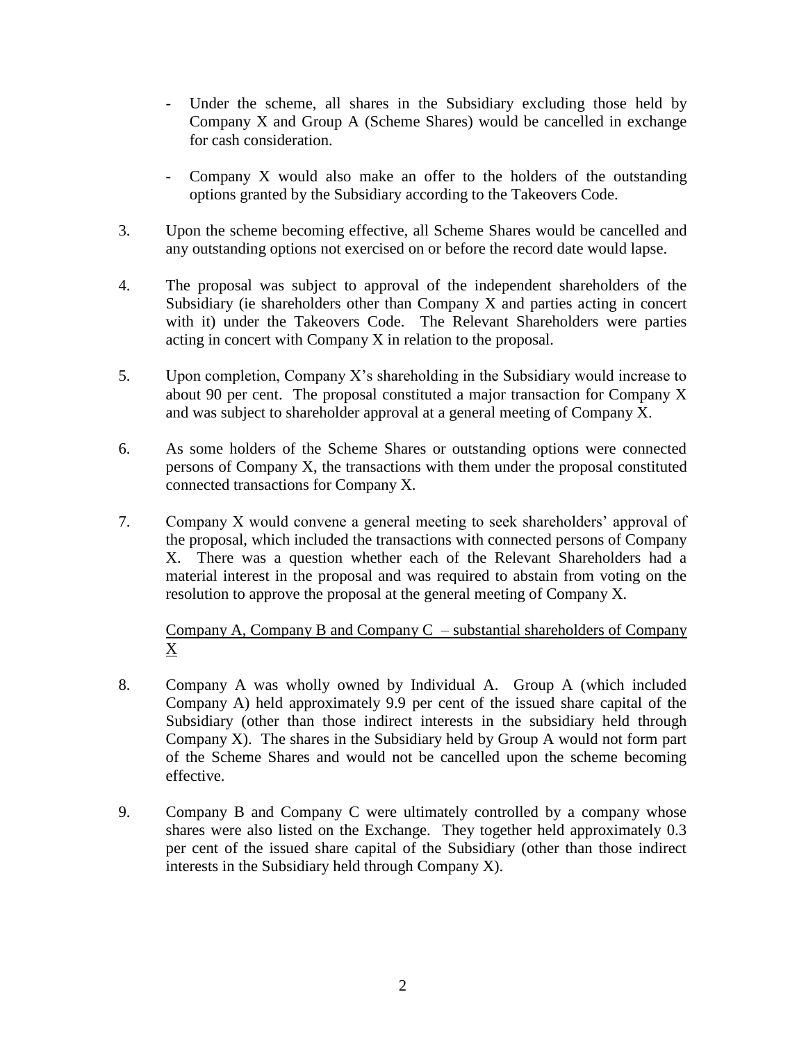- Under the scheme, all shares in the Subsidiary excluding those held by Company X and Group A (Scheme Shares) would be cancelled in exchange for cash consideration.

- Company X would also make an offer to the holders of the outstanding options granted by the Subsidiary according to the Takeovers Code.

3. Upon the scheme becoming effective, all Scheme Shares would be cancelled and any outstanding options not exercised on or before the record date would lapse.

4. The proposal was subject to approval of the independent shareholders of the Subsidiary (ie shareholders other than Company X and parties acting in concert with it) under the Takeovers Code. The Relevant Shareholders were parties acting in concert with Company X in relation to the proposal.

5. Upon completion, Company X's shareholding in the Subsidiary would increase to about 90 per cent. The proposal constituted a major transaction for Company X and was subject to shareholder approval at a general meeting of Company X.

6. As some holders of the Scheme Shares or outstanding options were connected persons of Company X, the transactions with them under the proposal constituted connected transactions for Company X.

7. Company X would convene a general meeting to seek shareholders' approval of the proposal, which included the transactions with connected persons of Company X. There was a question whether each of the Relevant Shareholders had a material interest in the proposal and was required to abstain from voting on the resolution to approve the proposal at the general meeting of Company X.

<u>Company A, Company B and Company C – substantial shareholders of Company X</u>

8. Company A was wholly owned by Individual A. Group A (which included Company A) held approximately 9.9 per cent of the issued share capital of the Subsidiary (other than those indirect interests in the subsidiary held through Company X). The shares in the Subsidiary held by Group A would not form part of the Scheme Shares and would not be cancelled upon the scheme becoming effective.

9. Company B and Company C were ultimately controlled by a company whose shares were also listed on the Exchange. They together held approximately 0.3 per cent of the issued share capital of the Subsidiary (other than those indirect interests in the Subsidiary held through Company X).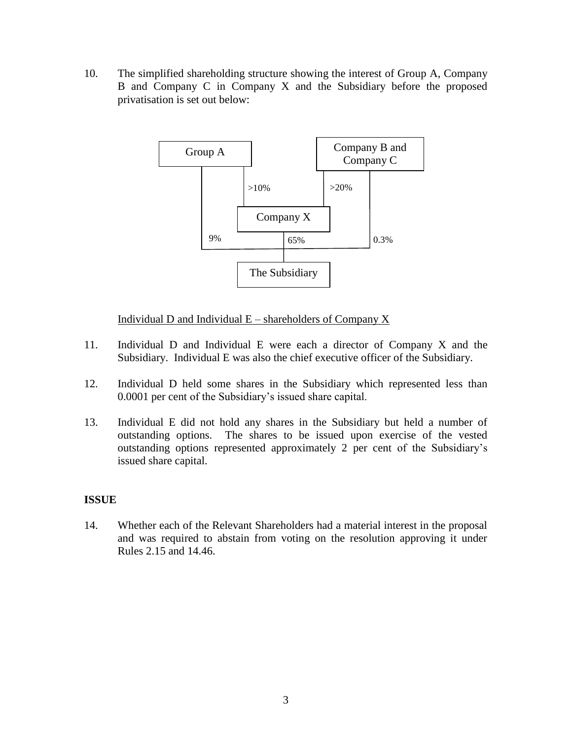10. The simplified shareholding structure showing the interest of Group A, Company B and Company C in Company X and the Subsidiary before the proposed privatisation is set out below:

Group A

Company B and Company C

>10%

>20%

Company X

9%

65%

0.3%

The Subsidiary

Individual D and Individual E – shareholders of Company X

11. Individual D and Individual E were each a director of Company X and the Subsidiary. Individual E was also the chief executive officer of the Subsidiary.

12. Individual D held some shares in the Subsidiary which represented less than 0.0001 per cent of the Subsidiary's issued share capital.

13. Individual E did not hold any shares in the Subsidiary but held a number of outstanding options. The shares to be issued upon exercise of the vested outstanding options represented approximately 2 per cent of the Subsidiary's issued share capital.

**ISSUE**

14. Whether each of the Relevant Shareholders had a material interest in the proposal and was required to abstain from voting on the resolution approving it under Rules 2.15 and 14.46.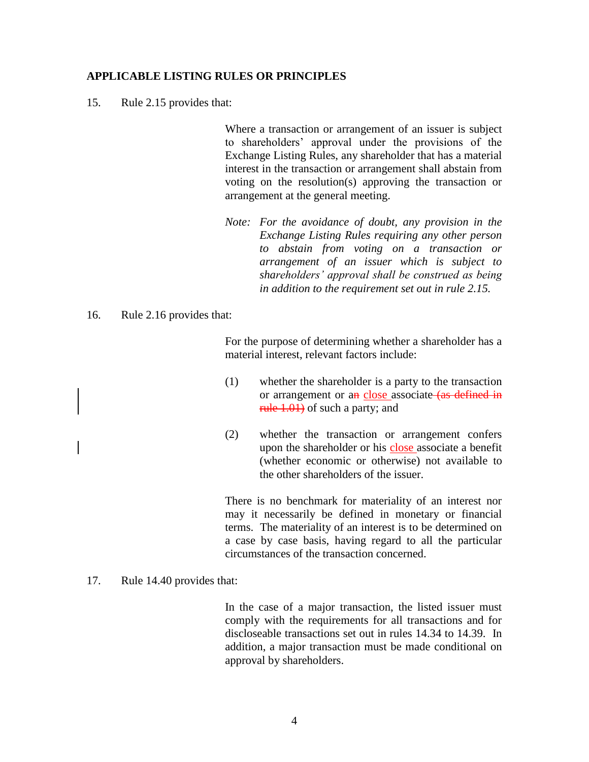**APPLICABLE LISTING RULES OR PRINCIPLES**

15. Rule 2.15 provides that:

> Where a transaction or arrangement of an issuer is subject to shareholders' approval under the provisions of the Exchange Listing Rules, any shareholder that has a material interest in the transaction or arrangement shall abstain from voting on the resolution(s) approving the transaction or arrangement at the general meeting.
>
> *Note: For the avoidance of doubt, any provision in the Exchange Listing Rules requiring any other person to abstain from voting on a transaction or arrangement of an issuer which is subject to shareholders' approval shall be construed as being in addition to the requirement set out in rule 2.15.*

16. Rule 2.16 provides that:

> For the purpose of determining whether a shareholder has a material interest, relevant factors include:
>
> (1) whether the shareholder is a party to the transaction or arrangement or a~~n~~ close associate ~~(as defined in rule 1.01)~~ of such a party; and
>
> (2) whether the transaction or arrangement confers upon the shareholder or his close associate a benefit (whether economic or otherwise) not available to the other shareholders of the issuer.
>
> There is no benchmark for materiality of an interest nor may it necessarily be defined in monetary or financial terms. The materiality of an interest is to be determined on a case by case basis, having regard to all the particular circumstances of the transaction concerned.

17. Rule 14.40 provides that:

> In the case of a major transaction, the listed issuer must comply with the requirements for all transactions and for discloseable transactions set out in rules 14.34 to 14.39. In addition, a major transaction must be made conditional on approval by shareholders.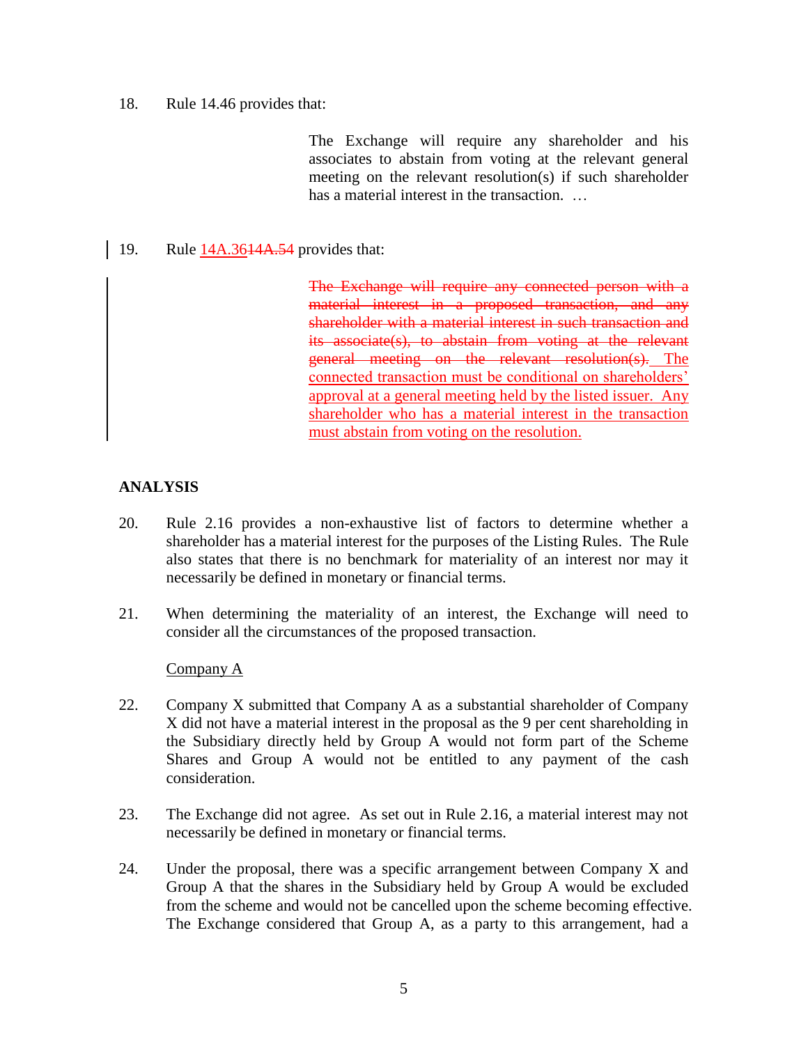18. Rule 14.46 provides that:

> The Exchange will require any shareholder and his associates to abstain from voting at the relevant general meeting on the relevant resolution(s) if such shareholder has a material interest in the transaction. …

19. Rule ~~14A.54~~ 14A.36 provides that:

> ~~The Exchange will require any connected person with a material interest in a proposed transaction, and any shareholder with a material interest in such transaction and its associate(s), to abstain from voting at the relevant general meeting on the relevant resolution(s).~~ The connected transaction must be conditional on shareholders' approval at a general meeting held by the listed issuer. Any shareholder who has a material interest in the transaction must abstain from voting on the resolution.

## ANALYSIS

20. Rule 2.16 provides a non-exhaustive list of factors to determine whether a shareholder has a material interest for the purposes of the Listing Rules. The Rule also states that there is no benchmark for materiality of an interest nor may it necessarily be defined in monetary or financial terms.

21. When determining the materiality of an interest, the Exchange will need to consider all the circumstances of the proposed transaction.

Company A

22. Company X submitted that Company A as a substantial shareholder of Company X did not have a material interest in the proposal as the 9 per cent shareholding in the Subsidiary directly held by Group A would not form part of the Scheme Shares and Group A would not be entitled to any payment of the cash consideration.

23. The Exchange did not agree. As set out in Rule 2.16, a material interest may not necessarily be defined in monetary or financial terms.

24. Under the proposal, there was a specific arrangement between Company X and Group A that the shares in the Subsidiary held by Group A would be excluded from the scheme and would not be cancelled upon the scheme becoming effective. The Exchange considered that Group A, as a party to this arrangement, had a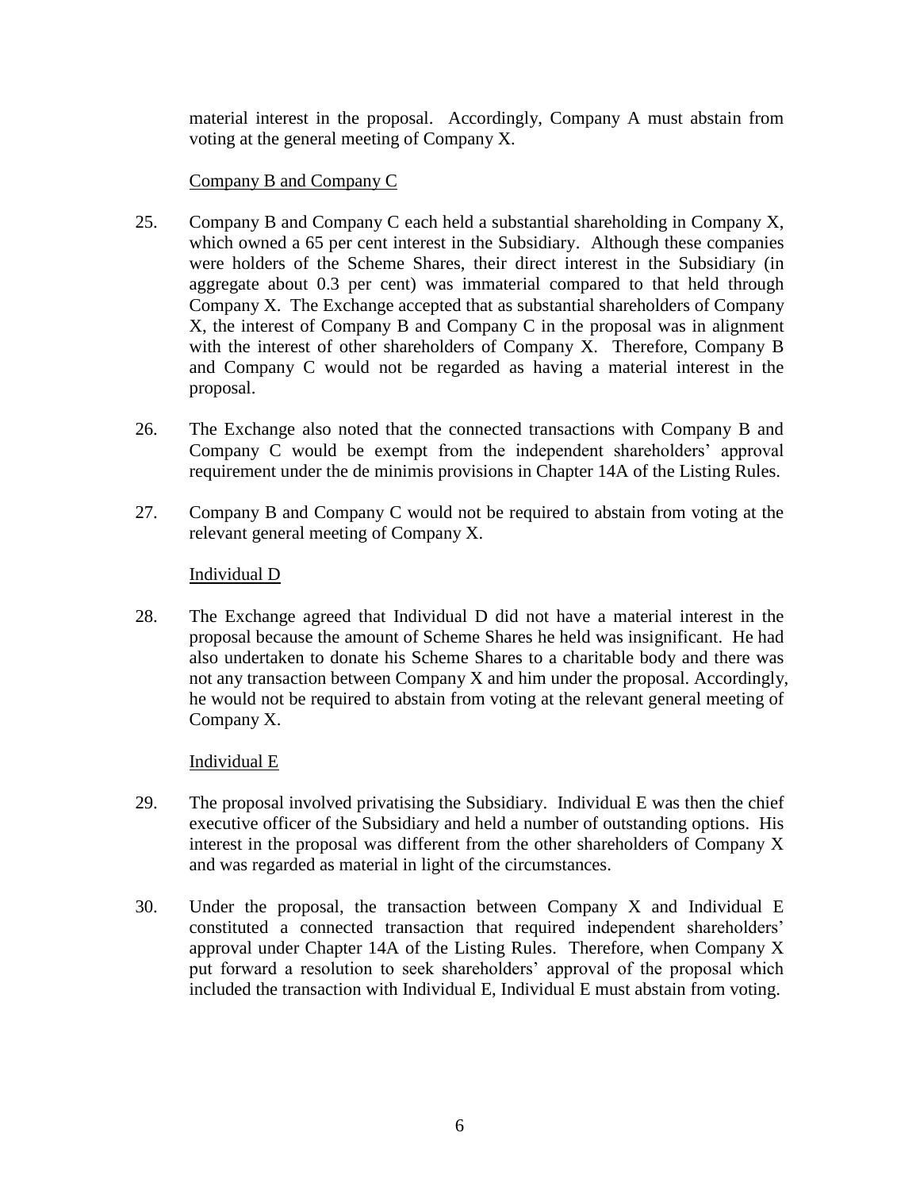material interest in the proposal. Accordingly, Company A must abstain from voting at the general meeting of Company X.

Company B and Company C

25. Company B and Company C each held a substantial shareholding in Company X, which owned a 65 per cent interest in the Subsidiary. Although these companies were holders of the Scheme Shares, their direct interest in the Subsidiary (in aggregate about 0.3 per cent) was immaterial compared to that held through Company X. The Exchange accepted that as substantial shareholders of Company X, the interest of Company B and Company C in the proposal was in alignment with the interest of other shareholders of Company X. Therefore, Company B and Company C would not be regarded as having a material interest in the proposal.

26. The Exchange also noted that the connected transactions with Company B and Company C would be exempt from the independent shareholders' approval requirement under the de minimis provisions in Chapter 14A of the Listing Rules.

27. Company B and Company C would not be required to abstain from voting at the relevant general meeting of Company X.

Individual D

28. The Exchange agreed that Individual D did not have a material interest in the proposal because the amount of Scheme Shares he held was insignificant. He had also undertaken to donate his Scheme Shares to a charitable body and there was not any transaction between Company X and him under the proposal. Accordingly, he would not be required to abstain from voting at the relevant general meeting of Company X.

Individual E

29. The proposal involved privatising the Subsidiary. Individual E was then the chief executive officer of the Subsidiary and held a number of outstanding options. His interest in the proposal was different from the other shareholders of Company X and was regarded as material in light of the circumstances.

30. Under the proposal, the transaction between Company X and Individual E constituted a connected transaction that required independent shareholders' approval under Chapter 14A of the Listing Rules. Therefore, when Company X put forward a resolution to seek shareholders' approval of the proposal which included the transaction with Individual E, Individual E must abstain from voting.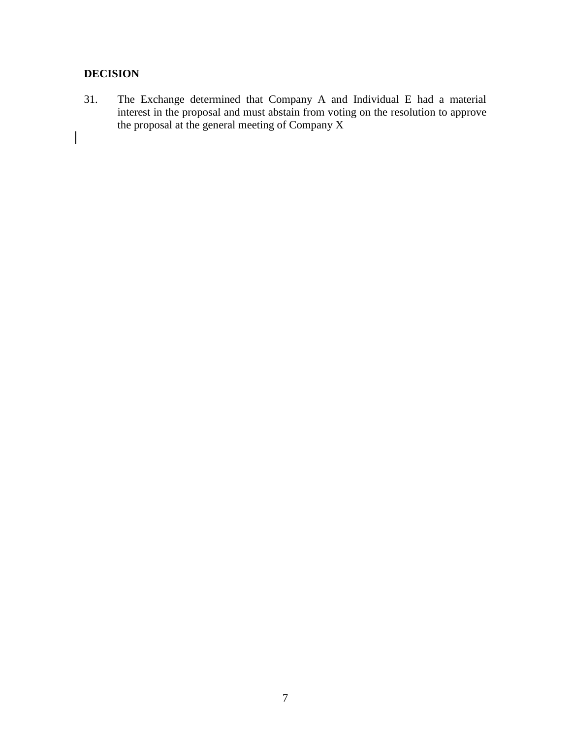**DECISION**

31. The Exchange determined that Company A and Individual E had a material interest in the proposal and must abstain from voting on the resolution to approve the proposal at the general meeting of Company X